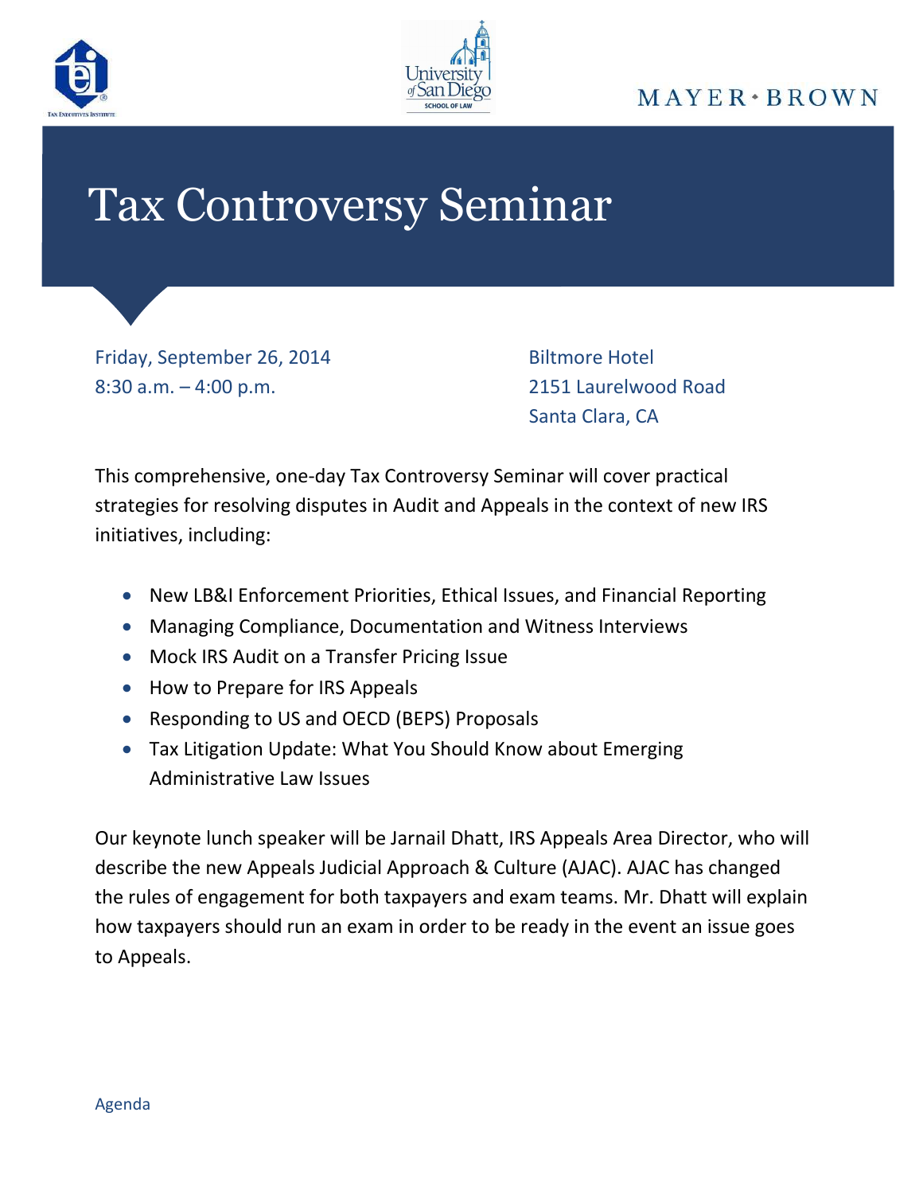# Tax Controversy Seminar

Friday, September 26, 2014
8:30 a.m. – 4:00 p.m.

Biltmore Hotel
2151 Laurelwood Road
Santa Clara, CA

This comprehensive, one-day Tax Controversy Seminar will cover practical strategies for resolving disputes in Audit and Appeals in the context of new IRS initiatives, including:

- New LB&I Enforcement Priorities, Ethical Issues, and Financial Reporting
- Managing Compliance, Documentation and Witness Interviews
- Mock IRS Audit on a Transfer Pricing Issue
- How to Prepare for IRS Appeals
- Responding to US and OECD (BEPS) Proposals
- Tax Litigation Update: What You Should Know about Emerging Administrative Law Issues

Our keynote lunch speaker will be Jarnail Dhatt, IRS Appeals Area Director, who will describe the new Appeals Judicial Approach & Culture (AJAC). AJAC has changed the rules of engagement for both taxpayers and exam teams. Mr. Dhatt will explain how taxpayers should run an exam in order to be ready in the event an issue goes to Appeals.

Agenda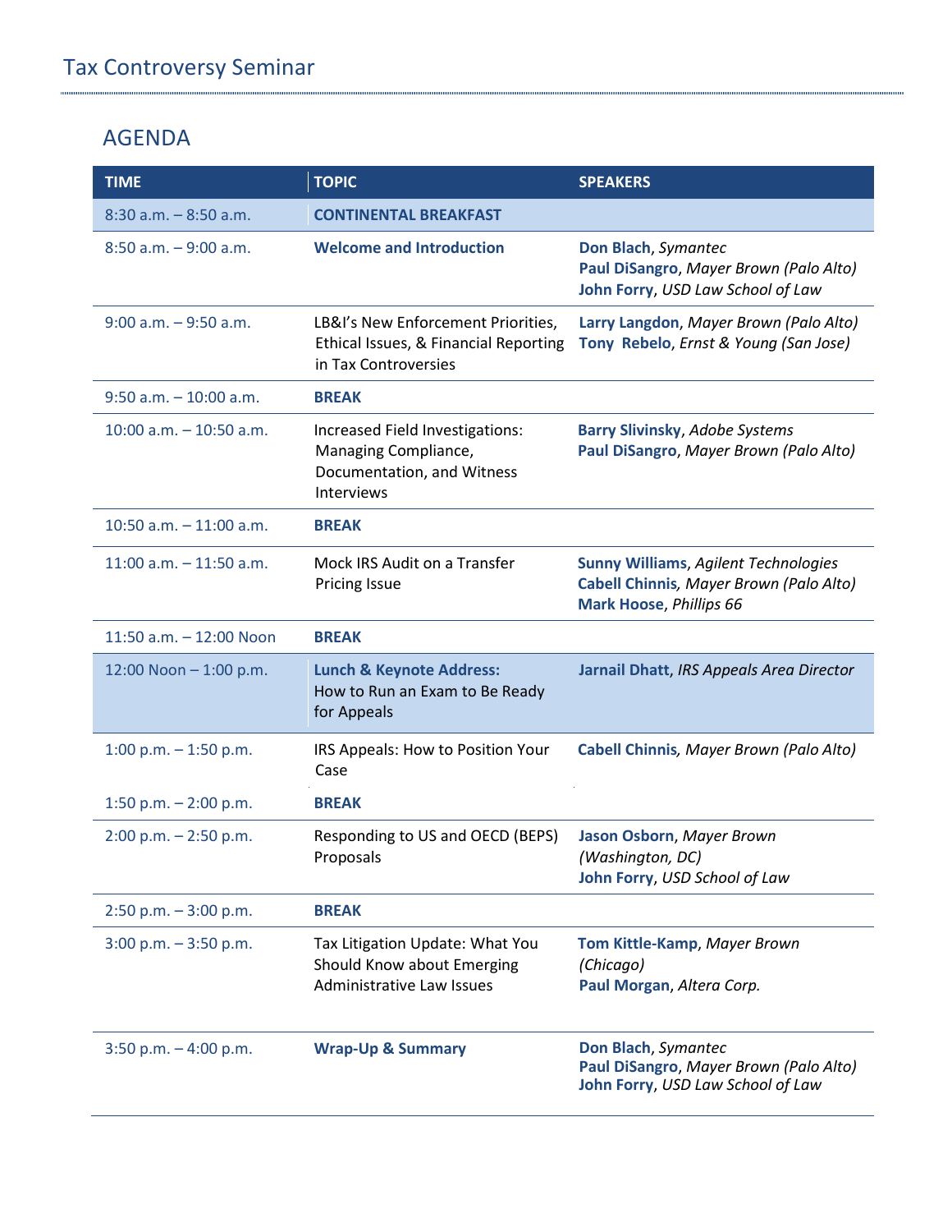# Tax Controversy Seminar

## AGENDA

| TIME | TOPIC | SPEAKERS |
|---|---|---|
| 8:30 a.m. – 8:50 a.m. | **CONTINENTAL BREAKFAST** | |
| 8:50 a.m. – 9:00 a.m. | **Welcome and Introduction** | **Don Blach**, *Symantec*<br>**Paul DiSangro**, *Mayer Brown (Palo Alto)*<br>**John Forry**, *USD Law School of Law* |
| 9:00 a.m. – 9:50 a.m. | LB&I's New Enforcement Priorities, Ethical Issues, & Financial Reporting in Tax Controversies | **Larry Langdon**, *Mayer Brown (Palo Alto)*<br>**Tony Rebelo**, *Ernst & Young (San Jose)* |
| 9:50 a.m. – 10:00 a.m. | **BREAK** | |
| 10:00 a.m. – 10:50 a.m. | Increased Field Investigations: Managing Compliance, Documentation, and Witness Interviews | **Barry Slivinsky**, *Adobe Systems*<br>**Paul DiSangro**, *Mayer Brown (Palo Alto)* |
| 10:50 a.m. – 11:00 a.m. | **BREAK** | |
| 11:00 a.m. – 11:50 a.m. | Mock IRS Audit on a Transfer Pricing Issue | **Sunny Williams**, *Agilent Technologies*<br>**Cabell Chinnis**, *Mayer Brown (Palo Alto)*<br>**Mark Hoose**, *Phillips 66* |
| 11:50 a.m. – 12:00 Noon | **BREAK** | |
| 12:00 Noon – 1:00 p.m. | **Lunch & Keynote Address:** How to Run an Exam to Be Ready for Appeals | **Jarnail Dhatt**, *IRS Appeals Area Director* |
| 1:00 p.m. – 1:50 p.m. | IRS Appeals: How to Position Your Case | **Cabell Chinnis**, *Mayer Brown (Palo Alto)* |
| 1:50 p.m. – 2:00 p.m. | **BREAK** | |
| 2:00 p.m. – 2:50 p.m. | Responding to US and OECD (BEPS) Proposals | **Jason Osborn**, *Mayer Brown (Washington, DC)*<br>**John Forry**, *USD School of Law* |
| 2:50 p.m. – 3:00 p.m. | **BREAK** | |
| 3:00 p.m. – 3:50 p.m. | Tax Litigation Update: What You Should Know about Emerging Administrative Law Issues | **Tom Kittle-Kamp**, *Mayer Brown (Chicago)*<br>**Paul Morgan**, *Altera Corp.* |
| 3:50 p.m. – 4:00 p.m. | **Wrap-Up & Summary** | **Don Blach**, *Symantec*<br>**Paul DiSangro**, *Mayer Brown (Palo Alto)*<br>**John Forry**, *USD Law School of Law* |